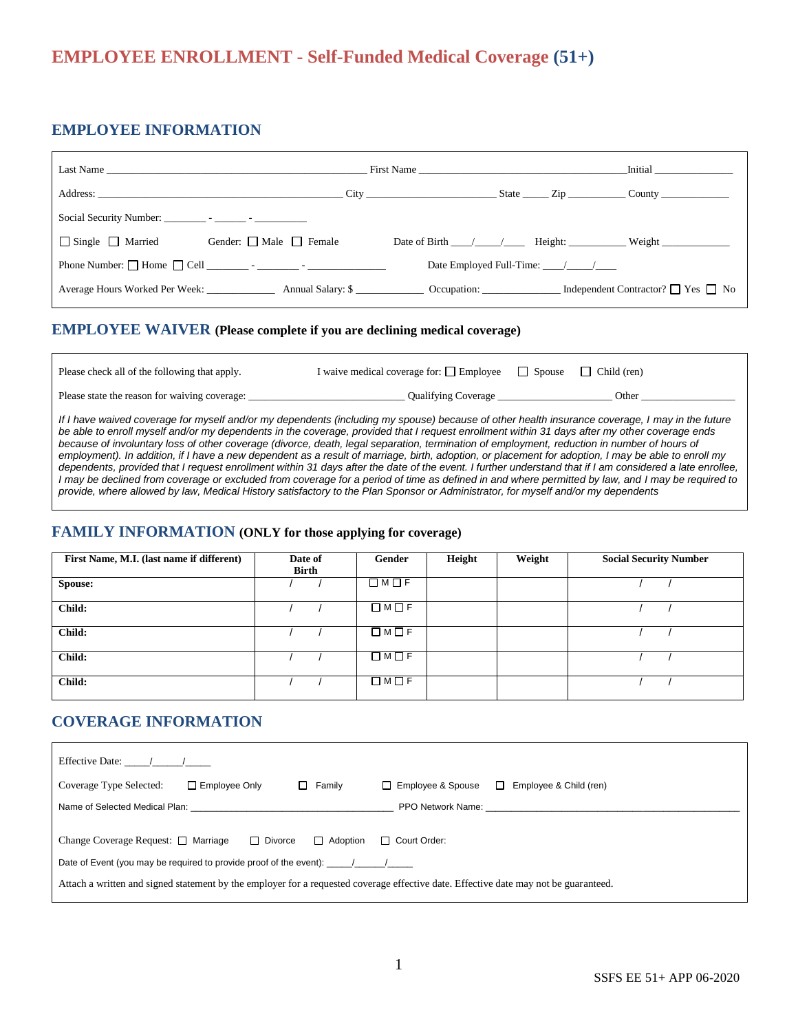# EMPLOYEE ENROLLMENT - Self-Funded Medical Coverage (51+)

## EMPLOYEE INFORMATION

Last Name ______________________________ First Name ______________________________ Initial ____________

Address: ______________________________ City ____________________ State _____ Zip __________ County ____________

Social Security Number: ________ - ______ - __________

☐ Single ☐ Married Gender: ☐ Male ☐ Female Date of Birth ____/____/____ Height: __________ Weight ____________

Phone Number: ☐ Home ☐ Cell ________ - ________ - ______________ Date Employed Full-Time: ____/____/____

Average Hours Worked Per Week: ____________ Annual Salary: $ ____________ Occupation: ______________ Independent Contractor? ☐ Yes ☐ No

## EMPLOYEE WAIVER (Please complete if you are declining medical coverage)

Please check all of the following that apply. I waive medical coverage for: ☐ Employee ☐ Spouse ☐ Child (ren)

Please state the reason for waiving coverage: ____________________________ Qualifying Coverage ____________________ Other ________________

*If I have waived coverage for myself and/or my dependents (including my spouse) because of other health insurance coverage, I may in the future be able to enroll myself and/or my dependents in the coverage, provided that I request enrollment within 31 days after my other coverage ends because of involuntary loss of other coverage (divorce, death, legal separation, termination of employment, reduction in number of hours of employment). In addition, if I have a new dependent as a result of marriage, birth, adoption, or placement for adoption, I may be able to enroll my dependents, provided that I request enrollment within 31 days after the date of the event. I further understand that if I am considered a late enrollee, I may be declined from coverage or excluded from coverage for a period of time as defined in and where permitted by law, and I may be required to provide, where allowed by law, Medical History satisfactory to the Plan Sponsor or Administrator, for myself and/or my dependents*

## FAMILY INFORMATION (ONLY for those applying for coverage)

| First Name, M.I. (last name if different) | Date of Birth | Gender | Height | Weight | Social Security Number |
|---|---|---|---|---|---|
| **Spouse:** | / / | ☐ M ☐ F | | | / / |
| **Child:** | / / | ☐ M ☐ F | | | / / |
| **Child:** | / / | ☐ M ☐ F | | | / / |
| **Child:** | / / | ☐ M ☐ F | | | / / |
| **Child:** | / / | ☐ M ☐ F | | | / / |

## COVERAGE INFORMATION

Effective Date: _____/______/_____

Coverage Type Selected: ☐ Employee Only ☐ Family ☐ Employee & Spouse ☐ Employee & Child (ren)

Name of Selected Medical Plan: ____________________________________ PPO Network Name: ____________________________________

Change Coverage Request: ☐ Marriage ☐ Divorce ☐ Adoption ☐ Court Order:

Date of Event (you may be required to provide proof of the event): _____/______/_____

Attach a written and signed statement by the employer for a requested coverage effective date. Effective date may not be guaranteed.

SSFS EE 51+ APP 06-2020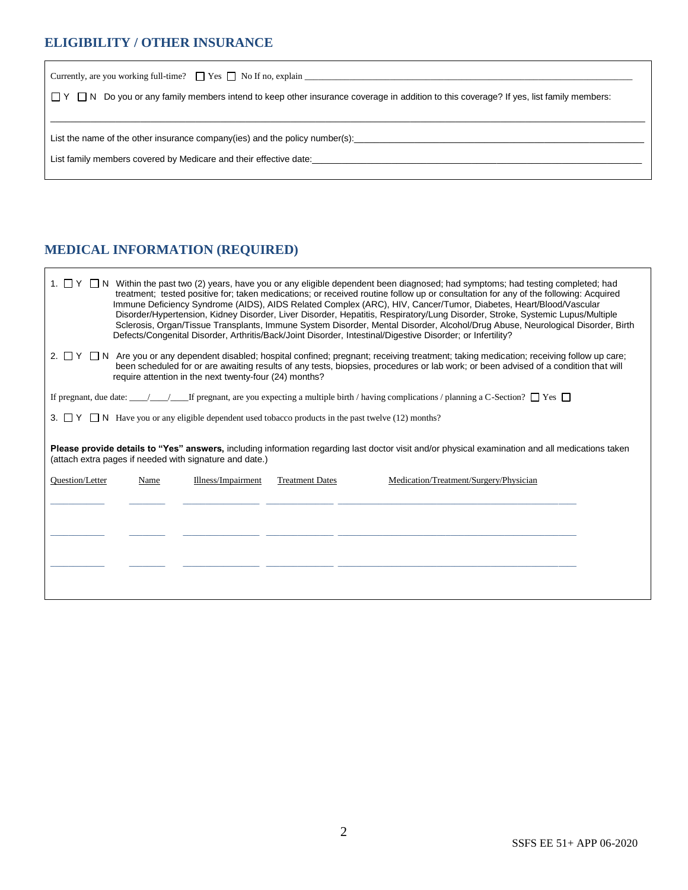## ELIGIBILITY / OTHER INSURANCE

Currently, are you working full-time? ☐ Yes ☐ No If no, explain ____________________________________________

☐ Y ☐ N Do you or any family members intend to keep other insurance coverage in addition to this coverage? If yes, list family members:

______________________________________________________________________________________

List the name of the other insurance company(ies) and the policy number(s):______________________________________

List family members covered by Medicare and their effective date:_____________________________________________

## MEDICAL INFORMATION (REQUIRED)

1. ☐ Y ☐ N Within the past two (2) years, have you or any eligible dependent been diagnosed; had symptoms; had testing completed; had treatment; tested positive for; taken medications; or received routine follow up or consultation for any of the following: Acquired Immune Deficiency Syndrome (AIDS), AIDS Related Complex (ARC), HIV, Cancer/Tumor, Diabetes, Heart/Blood/Vascular Disorder/Hypertension, Kidney Disorder, Liver Disorder, Hepatitis, Respiratory/Lung Disorder, Stroke, Systemic Lupus/Multiple Sclerosis, Organ/Tissue Transplants, Immune System Disorder, Mental Disorder, Alcohol/Drug Abuse, Neurological Disorder, Birth Defects/Congenital Disorder, Arthritis/Back/Joint Disorder, Intestinal/Digestive Disorder; or Infertility?

2. ☐ Y ☐ N Are you or any dependent disabled; hospital confined; pregnant; receiving treatment; taking medication; receiving follow up care; been scheduled for or are awaiting results of any tests, biopsies, procedures or lab work; or been advised of a condition that will require attention in the next twenty-four (24) months?

If pregnant, due date: ____/____/____If pregnant, are you expecting a multiple birth / having complications / planning a C-Section? ☐ Yes ☐

3. ☐ Y ☐ N Have you or any eligible dependent used tobacco products in the past twelve (12) months?

**Please provide details to "Yes" answers,** including information regarding last doctor visit and/or physical examination and all medications taken (attach extra pages if needed with signature and date.)

| Question/Letter | Name | Illness/Impairment | Treatment Dates | Medication/Treatment/Surgery/Physician |
|---|---|---|---|---|
| | | | | |
| | | | | |
| | | | | |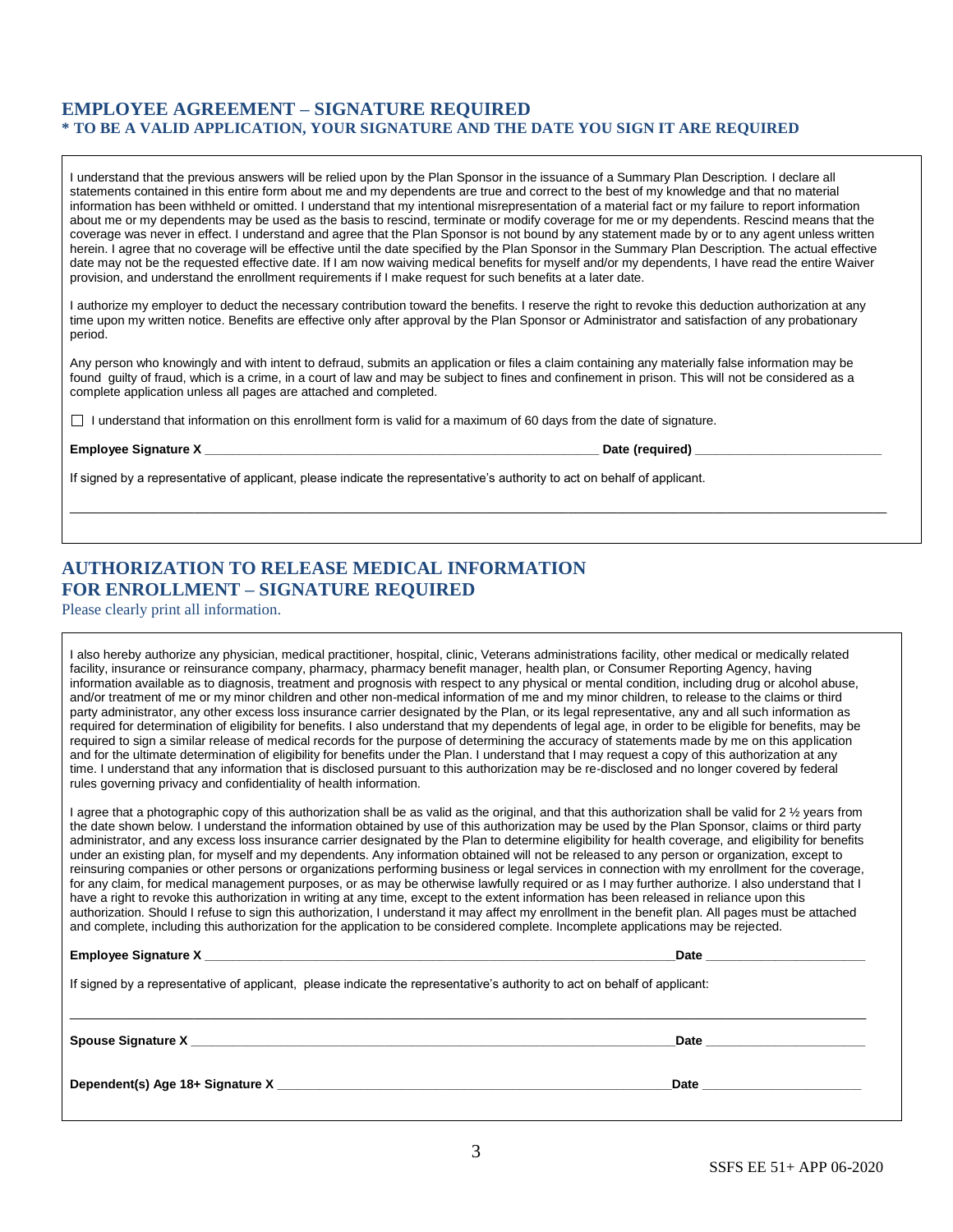## EMPLOYEE AGREEMENT – SIGNATURE REQUIRED

**\* TO BE A VALID APPLICATION, YOUR SIGNATURE AND THE DATE YOU SIGN IT ARE REQUIRED**

I understand that the previous answers will be relied upon by the Plan Sponsor in the issuance of a Summary Plan Description. I declare all statements contained in this entire form about me and my dependents are true and correct to the best of my knowledge and that no material information has been withheld or omitted. I understand that my intentional misrepresentation of a material fact or my failure to report information about me or my dependents may be used as the basis to rescind, terminate or modify coverage for me or my dependents. Rescind means that the coverage was never in effect. I understand and agree that the Plan Sponsor is not bound by any statement made by or to any agent unless written herein. I agree that no coverage will be effective until the date specified by the Plan Sponsor in the Summary Plan Description. The actual effective date may not be the requested effective date. If I am now waiving medical benefits for myself and/or my dependents, I have read the entire Waiver provision, and understand the enrollment requirements if I make request for such benefits at a later date.

I authorize my employer to deduct the necessary contribution toward the benefits. I reserve the right to revoke this deduction authorization at any time upon my written notice. Benefits are effective only after approval by the Plan Sponsor or Administrator and satisfaction of any probationary period.

Any person who knowingly and with intent to defraud, submits an application or files a claim containing any materially false information may be found guilty of fraud, which is a crime, in a court of law and may be subject to fines and confinement in prison. This will not be considered as a complete application unless all pages are attached and completed.

☐ I understand that information on this enrollment form is valid for a maximum of 60 days from the date of signature.

**Employee Signature X** ______________________________ **Date (required)** ______________

If signed by a representative of applicant, please indicate the representative's authority to act on behalf of applicant.

______________________________________________________________________

## AUTHORIZATION TO RELEASE MEDICAL INFORMATION FOR ENROLLMENT – SIGNATURE REQUIRED

Please clearly print all information.

I also hereby authorize any physician, medical practitioner, hospital, clinic, Veterans administrations facility, other medical or medically related facility, insurance or reinsurance company, pharmacy, pharmacy benefit manager, health plan, or Consumer Reporting Agency, having information available as to diagnosis, treatment and prognosis with respect to any physical or mental condition, including drug or alcohol abuse, and/or treatment of me or my minor children and other non-medical information of me and my minor children, to release to the claims or third party administrator, any other excess loss insurance carrier designated by the Plan, or its legal representative, any and all such information as required for determination of eligibility for benefits. I also understand that my dependents of legal age, in order to be eligible for benefits, may be required to sign a similar release of medical records for the purpose of determining the accuracy of statements made by me on this application and for the ultimate determination of eligibility for benefits under the Plan. I understand that I may request a copy of this authorization at any time. I understand that any information that is disclosed pursuant to this authorization may be re-disclosed and no longer covered by federal rules governing privacy and confidentiality of health information.

I agree that a photographic copy of this authorization shall be as valid as the original, and that this authorization shall be valid for 2 ½ years from the date shown below. I understand the information obtained by use of this authorization may be used by the Plan Sponsor, claims or third party administrator, and any excess loss insurance carrier designated by the Plan to determine eligibility for health coverage, and eligibility for benefits under an existing plan, for myself and my dependents. Any information obtained will not be released to any person or organization, except to reinsuring companies or other persons or organizations performing business or legal services in connection with my enrollment for the coverage, for any claim, for medical management purposes, or as may be otherwise lawfully required or as I may further authorize. I also understand that I have a right to revoke this authorization in writing at any time, except to the extent information has been released in reliance upon this authorization. Should I refuse to sign this authorization, I understand it may affect my enrollment in the benefit plan. All pages must be attached and complete, including this authorization for the application to be considered complete. Incomplete applications may be rejected.

**Employee Signature X** ______________________________ **Date** ______________

If signed by a representative of applicant, please indicate the representative's authority to act on behalf of applicant:

______________________________________________________________________

**Spouse Signature X** ______________________________ **Date** ______________

**Dependent(s) Age 18+ Signature X** ______________________________ **Date** ______________

SSFS EE 51+ APP 06-2020